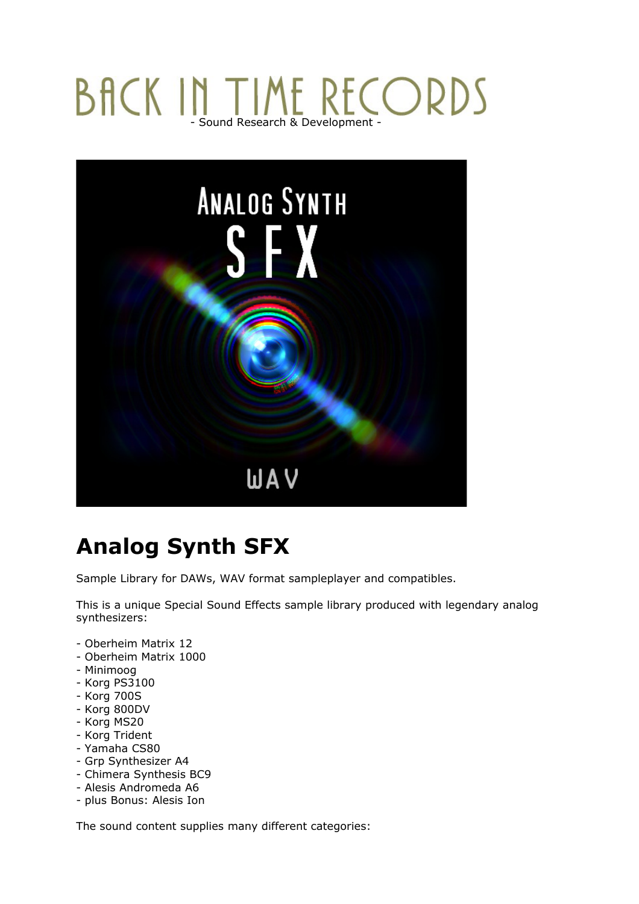BACK IN TIME RECORDS

- Sound Research & Development -

# Analog Synth SFX

Sample Library for DAWs, WAV format sampleplayer and compatibles.

This is a unique Special Sound Effects sample library produced with legendary analog synthesizers:

- Oberheim Matrix 12
- Oberheim Matrix 1000
- Minimoog
- Korg PS3100
- Korg 700S
- Korg 800DV
- Korg MS20
- Korg Trident
- Yamaha CS80
- Grp Synthesizer A4
- Chimera Synthesis BC9
- Alesis Andromeda A6
- plus Bonus: Alesis Ion

The sound content supplies many different categories: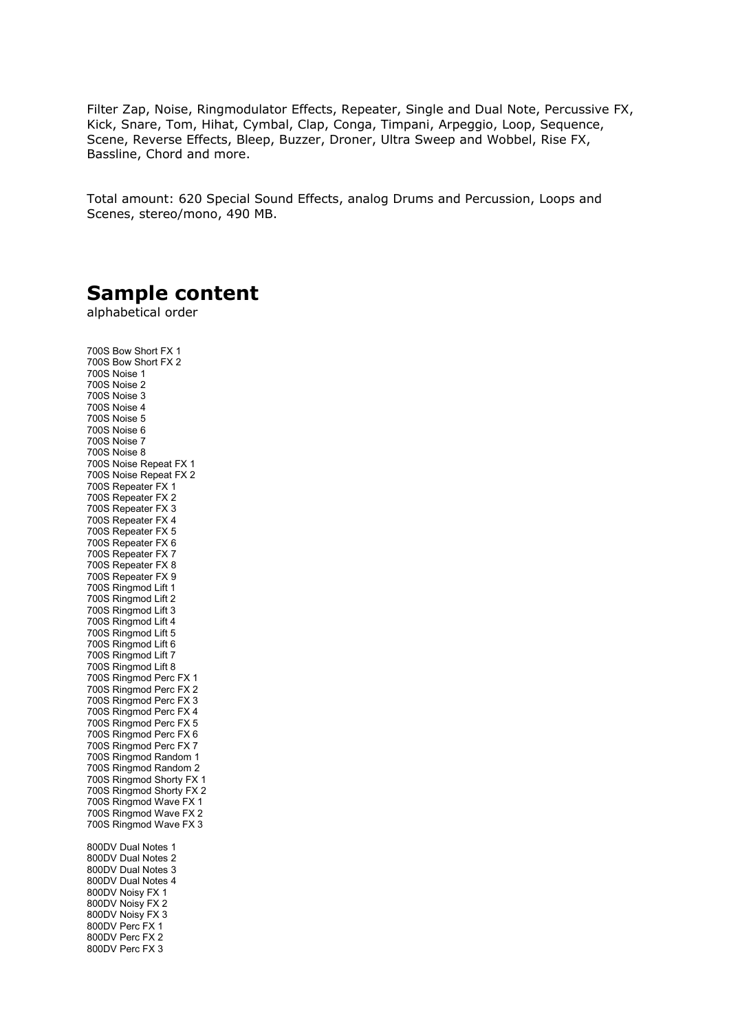Filter Zap, Noise, Ringmodulator Effects, Repeater, Single and Dual Note, Percussive FX, Kick, Snare, Tom, Hihat, Cymbal, Clap, Conga, Timpani, Arpeggio, Loop, Sequence, Scene, Reverse Effects, Bleep, Buzzer, Droner, Ultra Sweep and Wobbel, Rise FX, Bassline, Chord and more.

Total amount: 620 Special Sound Effects, analog Drums and Percussion, Loops and Scenes, stereo/mono, 490 MB.

## Sample content

alphabetical order

700S Bow Short FX 1
700S Bow Short FX 2
700S Noise 1
700S Noise 2
700S Noise 3
700S Noise 4
700S Noise 5
700S Noise 6
700S Noise 7
700S Noise 8
700S Noise Repeat FX 1
700S Noise Repeat FX 2
700S Repeater FX 1
700S Repeater FX 2
700S Repeater FX 3
700S Repeater FX 4
700S Repeater FX 5
700S Repeater FX 6
700S Repeater FX 7
700S Repeater FX 8
700S Repeater FX 9
700S Ringmod Lift 1
700S Ringmod Lift 2
700S Ringmod Lift 3
700S Ringmod Lift 4
700S Ringmod Lift 5
700S Ringmod Lift 6
700S Ringmod Lift 7
700S Ringmod Lift 8
700S Ringmod Perc FX 1
700S Ringmod Perc FX 2
700S Ringmod Perc FX 3
700S Ringmod Perc FX 4
700S Ringmod Perc FX 5
700S Ringmod Perc FX 6
700S Ringmod Perc FX 7
700S Ringmod Random 1
700S Ringmod Random 2
700S Ringmod Shorty FX 1
700S Ringmod Shorty FX 2
700S Ringmod Wave FX 1
700S Ringmod Wave FX 2
700S Ringmod Wave FX 3

800DV Dual Notes 1
800DV Dual Notes 2
800DV Dual Notes 3
800DV Dual Notes 4
800DV Noisy FX 1
800DV Noisy FX 2
800DV Noisy FX 3
800DV Perc FX 1
800DV Perc FX 2
800DV Perc FX 3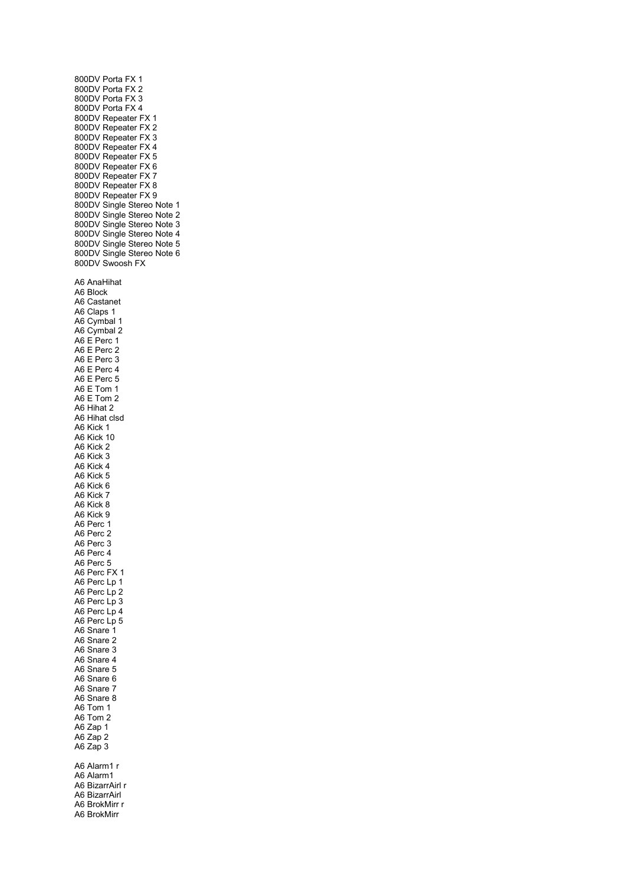800DV Porta FX 1
800DV Porta FX 2
800DV Porta FX 3
800DV Porta FX 4
800DV Repeater FX 1
800DV Repeater FX 2
800DV Repeater FX 3
800DV Repeater FX 4
800DV Repeater FX 5
800DV Repeater FX 6
800DV Repeater FX 7
800DV Repeater FX 8
800DV Repeater FX 9
800DV Single Stereo Note 1
800DV Single Stereo Note 2
800DV Single Stereo Note 3
800DV Single Stereo Note 4
800DV Single Stereo Note 5
800DV Single Stereo Note 6
800DV Swoosh FX

A6 AnaHihat
A6 Block
A6 Castanet
A6 Claps 1
A6 Cymbal 1
A6 Cymbal 2
A6 E Perc 1
A6 E Perc 2
A6 E Perc 3
A6 E Perc 4
A6 E Perc 5
A6 E Tom 1
A6 E Tom 2
A6 Hihat 2
A6 Hihat clsd
A6 Kick 1
A6 Kick 10
A6 Kick 2
A6 Kick 3
A6 Kick 4
A6 Kick 5
A6 Kick 6
A6 Kick 7
A6 Kick 8
A6 Kick 9
A6 Perc 1
A6 Perc 2
A6 Perc 3
A6 Perc 4
A6 Perc 5
A6 Perc FX 1
A6 Perc Lp 1
A6 Perc Lp 2
A6 Perc Lp 3
A6 Perc Lp 4
A6 Perc Lp 5
A6 Snare 1
A6 Snare 2
A6 Snare 3
A6 Snare 4
A6 Snare 5
A6 Snare 6
A6 Snare 7
A6 Snare 8
A6 Tom 1
A6 Tom 2
A6 Zap 1
A6 Zap 2
A6 Zap 3

A6 Alarm1 r
A6 Alarm1
A6 BizarrAirl r
A6 BizarrAirl
A6 BrokMirr r
A6 BrokMirr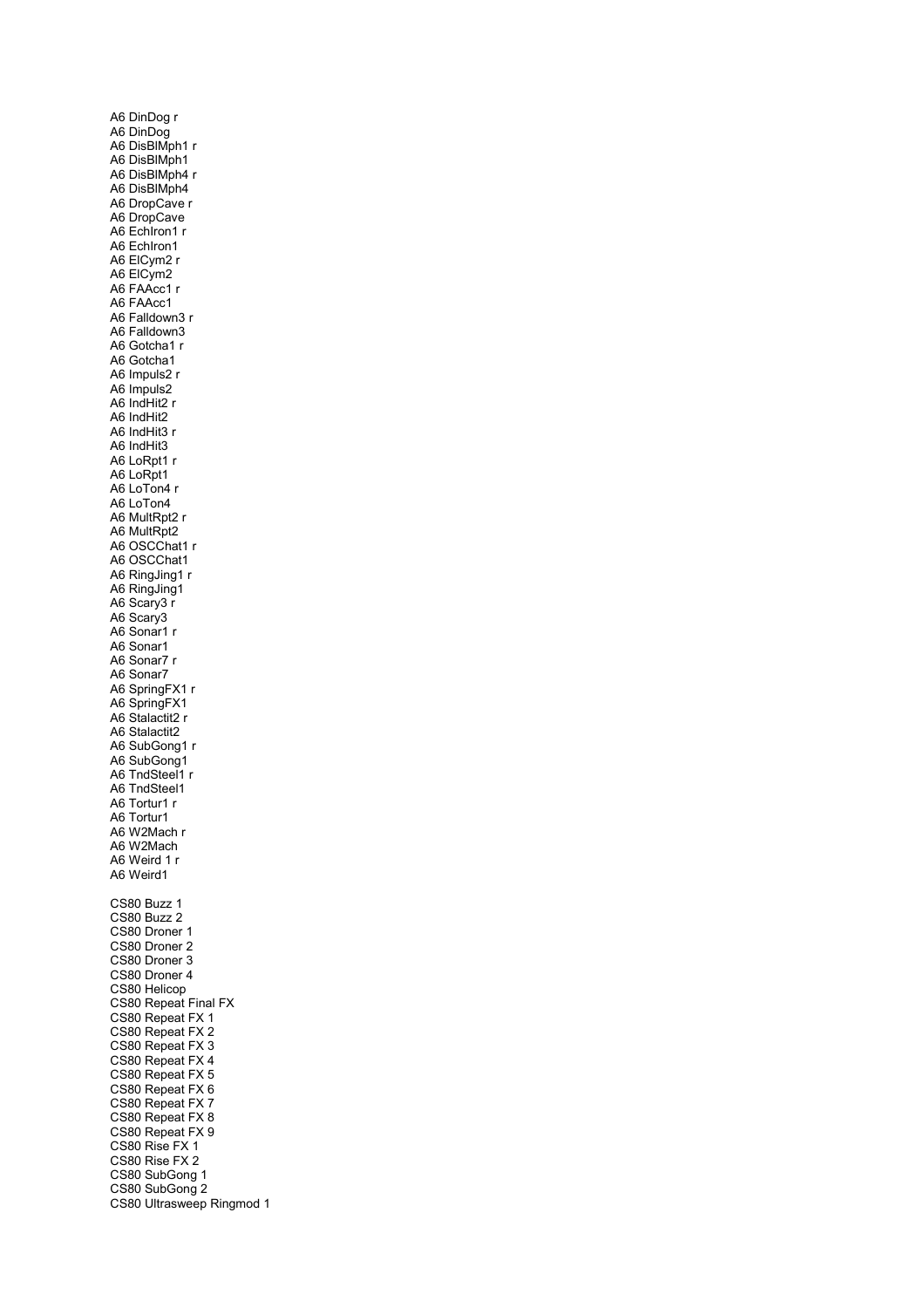A6 DinDog r
A6 DinDog
A6 DisBlMph1 r
A6 DisBlMph1
A6 DisBlMph4 r
A6 DisBlMph4
A6 DropCave r
A6 DropCave
A6 EchIron1 r
A6 EchIron1
A6 ElCym2 r
A6 ElCym2
A6 FAAcc1 r
A6 FAAcc1
A6 Falldown3 r
A6 Falldown3
A6 Gotcha1 r
A6 Gotcha1
A6 Impuls2 r
A6 Impuls2
A6 IndHit2 r
A6 IndHit2
A6 IndHit3 r
A6 IndHit3
A6 LoRpt1 r
A6 LoRpt1
A6 LoTon4 r
A6 LoTon4
A6 MultRpt2 r
A6 MultRpt2
A6 OSCChat1 r
A6 OSCChat1
A6 RingJing1 r
A6 RingJing1
A6 Scary3 r
A6 Scary3
A6 Sonar1 r
A6 Sonar1
A6 Sonar7 r
A6 Sonar7
A6 SpringFX1 r
A6 SpringFX1
A6 Stalactit2 r
A6 Stalactit2
A6 SubGong1 r
A6 SubGong1
A6 TndSteel1 r
A6 TndSteel1
A6 Tortur1 r
A6 Tortur1
A6 W2Mach r
A6 W2Mach
A6 Weird 1 r
A6 Weird1

CS80 Buzz 1
CS80 Buzz 2
CS80 Droner 1
CS80 Droner 2
CS80 Droner 3
CS80 Droner 4
CS80 Helicop
CS80 Repeat Final FX
CS80 Repeat FX 1
CS80 Repeat FX 2
CS80 Repeat FX 3
CS80 Repeat FX 4
CS80 Repeat FX 5
CS80 Repeat FX 6
CS80 Repeat FX 7
CS80 Repeat FX 8
CS80 Repeat FX 9
CS80 Rise FX 1
CS80 Rise FX 2
CS80 SubGong 1
CS80 SubGong 2
CS80 Ultrasweep Ringmod 1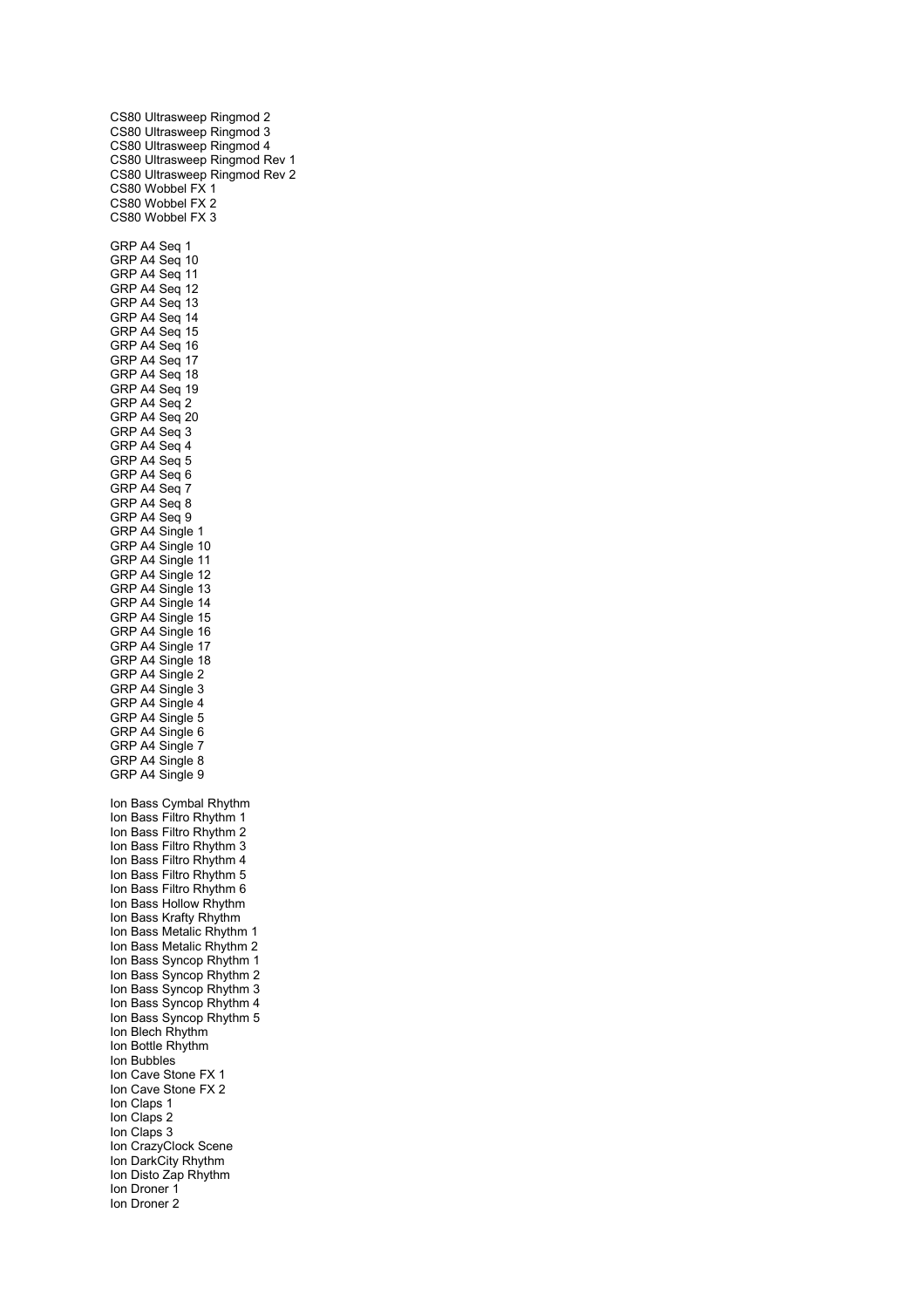CS80 Ultrasweep Ringmod 2
CS80 Ultrasweep Ringmod 3
CS80 Ultrasweep Ringmod 4
CS80 Ultrasweep Ringmod Rev 1
CS80 Ultrasweep Ringmod Rev 2
CS80 Wobbel FX 1
CS80 Wobbel FX 2
CS80 Wobbel FX 3

GRP A4 Seq 1
GRP A4 Seq 10
GRP A4 Seq 11
GRP A4 Seq 12
GRP A4 Seq 13
GRP A4 Seq 14
GRP A4 Seq 15
GRP A4 Seq 16
GRP A4 Seq 17
GRP A4 Seq 18
GRP A4 Seq 19
GRP A4 Seq 2
GRP A4 Seq 20
GRP A4 Seq 3
GRP A4 Seq 4
GRP A4 Seq 5
GRP A4 Seq 6
GRP A4 Seq 7
GRP A4 Seq 8
GRP A4 Seq 9
GRP A4 Single 1
GRP A4 Single 10
GRP A4 Single 11
GRP A4 Single 12
GRP A4 Single 13
GRP A4 Single 14
GRP A4 Single 15
GRP A4 Single 16
GRP A4 Single 17
GRP A4 Single 18
GRP A4 Single 2
GRP A4 Single 3
GRP A4 Single 4
GRP A4 Single 5
GRP A4 Single 6
GRP A4 Single 7
GRP A4 Single 8
GRP A4 Single 9

Ion Bass Cymbal Rhythm
Ion Bass Filtro Rhythm 1
Ion Bass Filtro Rhythm 2
Ion Bass Filtro Rhythm 3
Ion Bass Filtro Rhythm 4
Ion Bass Filtro Rhythm 5
Ion Bass Filtro Rhythm 6
Ion Bass Hollow Rhythm
Ion Bass Krafty Rhythm
Ion Bass Metalic Rhythm 1
Ion Bass Metalic Rhythm 2
Ion Bass Syncop Rhythm 1
Ion Bass Syncop Rhythm 2
Ion Bass Syncop Rhythm 3
Ion Bass Syncop Rhythm 4
Ion Bass Syncop Rhythm 5
Ion Blech Rhythm
Ion Bottle Rhythm
Ion Bubbles
Ion Cave Stone FX 1
Ion Cave Stone FX 2
Ion Claps 1
Ion Claps 2
Ion Claps 3
Ion CrazyClock Scene
Ion DarkCity Rhythm
Ion Disto Zap Rhythm
Ion Droner 1
Ion Droner 2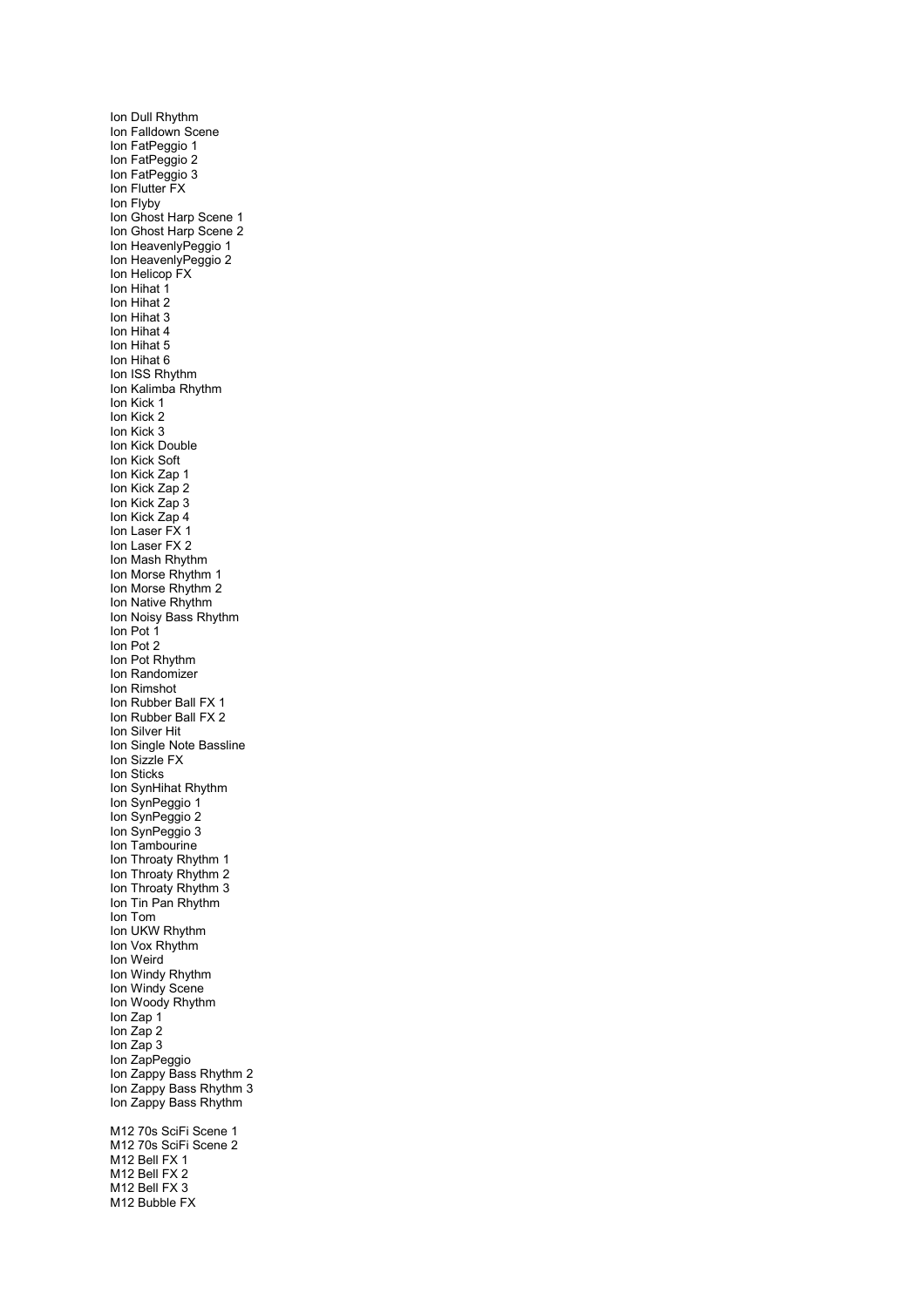Ion Dull Rhythm
Ion Falldown Scene
Ion FatPeggio 1
Ion FatPeggio 2
Ion FatPeggio 3
Ion Flutter FX
Ion Flyby
Ion Ghost Harp Scene 1
Ion Ghost Harp Scene 2
Ion HeavenlyPeggio 1
Ion HeavenlyPeggio 2
Ion Helicop FX
Ion Hihat 1
Ion Hihat 2
Ion Hihat 3
Ion Hihat 4
Ion Hihat 5
Ion Hihat 6
Ion ISS Rhythm
Ion Kalimba Rhythm
Ion Kick 1
Ion Kick 2
Ion Kick 3
Ion Kick Double
Ion Kick Soft
Ion Kick Zap 1
Ion Kick Zap 2
Ion Kick Zap 3
Ion Kick Zap 4
Ion Laser FX 1
Ion Laser FX 2
Ion Mash Rhythm
Ion Morse Rhythm 1
Ion Morse Rhythm 2
Ion Native Rhythm
Ion Noisy Bass Rhythm
Ion Pot 1
Ion Pot 2
Ion Pot Rhythm
Ion Randomizer
Ion Rimshot
Ion Rubber Ball FX 1
Ion Rubber Ball FX 2
Ion Silver Hit
Ion Single Note Bassline
Ion Sizzle FX
Ion Sticks
Ion SynHihat Rhythm
Ion SynPeggio 1
Ion SynPeggio 2
Ion SynPeggio 3
Ion Tambourine
Ion Throaty Rhythm 1
Ion Throaty Rhythm 2
Ion Throaty Rhythm 3
Ion Tin Pan Rhythm
Ion Tom
Ion UKW Rhythm
Ion Vox Rhythm
Ion Weird
Ion Windy Rhythm
Ion Windy Scene
Ion Woody Rhythm
Ion Zap 1
Ion Zap 2
Ion Zap 3
Ion ZapPeggio
Ion Zappy Bass Rhythm 2
Ion Zappy Bass Rhythm 3
Ion Zappy Bass Rhythm

M12 70s SciFi Scene 1
M12 70s SciFi Scene 2
M12 Bell FX 1
M12 Bell FX 2
M12 Bell FX 3
M12 Bubble FX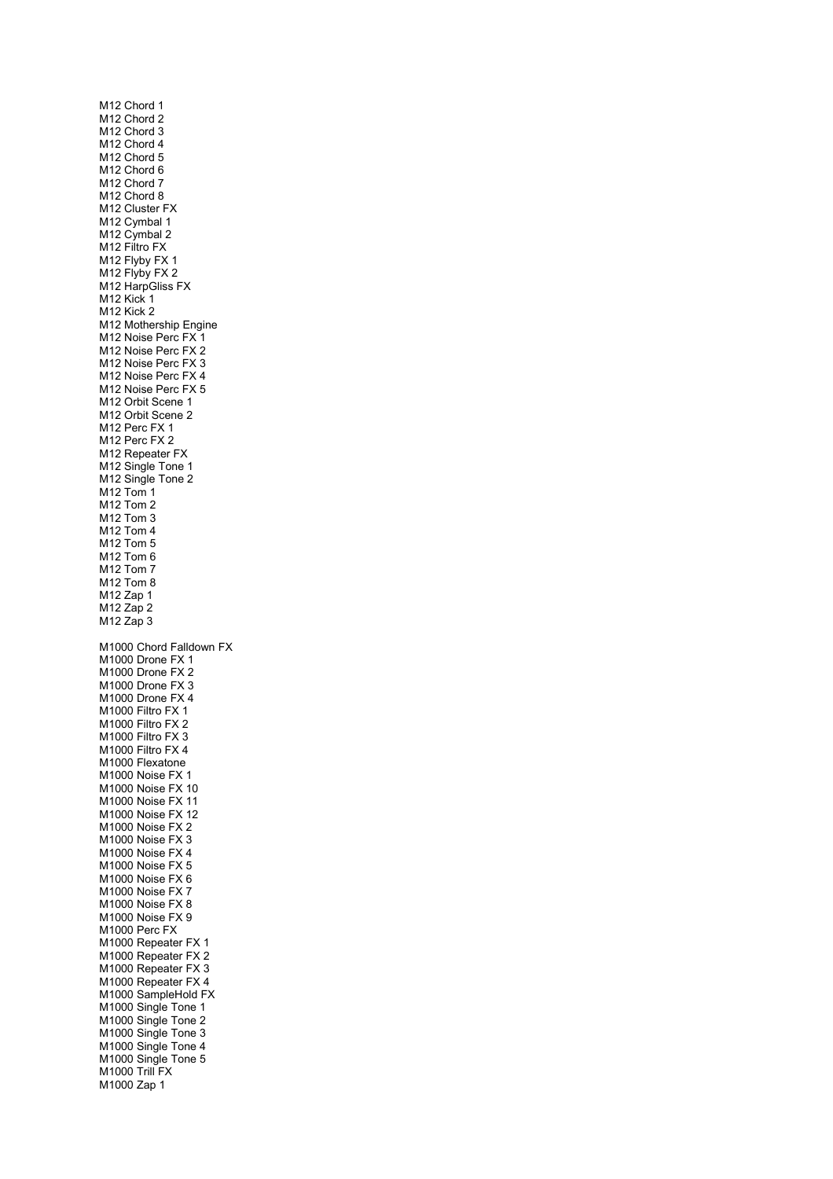M12 Chord 1
M12 Chord 2
M12 Chord 3
M12 Chord 4
M12 Chord 5
M12 Chord 6
M12 Chord 7
M12 Chord 8
M12 Cluster FX
M12 Cymbal 1
M12 Cymbal 2
M12 Filtro FX
M12 Flyby FX 1
M12 Flyby FX 2
M12 HarpGliss FX
M12 Kick 1
M12 Kick 2
M12 Mothership Engine
M12 Noise Perc FX 1
M12 Noise Perc FX 2
M12 Noise Perc FX 3
M12 Noise Perc FX 4
M12 Noise Perc FX 5
M12 Orbit Scene 1
M12 Orbit Scene 2
M12 Perc FX 1
M12 Perc FX 2
M12 Repeater FX
M12 Single Tone 1
M12 Single Tone 2
M12 Tom 1
M12 Tom 2
M12 Tom 3
M12 Tom 4
M12 Tom 5
M12 Tom 6
M12 Tom 7
M12 Tom 8
M12 Zap 1
M12 Zap 2
M12 Zap 3

M1000 Chord Falldown FX
M1000 Drone FX 1
M1000 Drone FX 2
M1000 Drone FX 3
M1000 Drone FX 4
M1000 Filtro FX 1
M1000 Filtro FX 2
M1000 Filtro FX 3
M1000 Filtro FX 4
M1000 Flexatone
M1000 Noise FX 1
M1000 Noise FX 10
M1000 Noise FX 11
M1000 Noise FX 12
M1000 Noise FX 2
M1000 Noise FX 3
M1000 Noise FX 4
M1000 Noise FX 5
M1000 Noise FX 6
M1000 Noise FX 7
M1000 Noise FX 8
M1000 Noise FX 9
M1000 Perc FX
M1000 Repeater FX 1
M1000 Repeater FX 2
M1000 Repeater FX 3
M1000 Repeater FX 4
M1000 SampleHold FX
M1000 Single Tone 1
M1000 Single Tone 2
M1000 Single Tone 3
M1000 Single Tone 4
M1000 Single Tone 5
M1000 Trill FX
M1000 Zap 1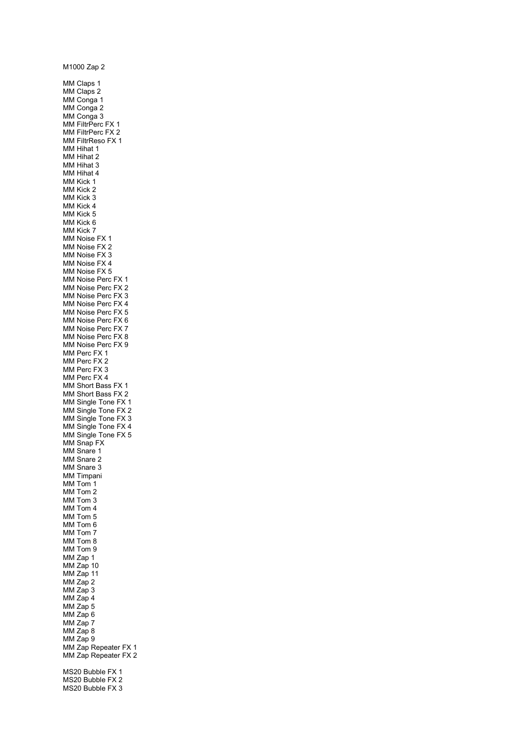M1000 Zap 2

MM Claps 1
MM Claps 2
MM Conga 1
MM Conga 2
MM Conga 3
MM FiltrPerc FX 1
MM FiltrPerc FX 2
MM FiltrReso FX 1
MM Hihat 1
MM Hihat 2
MM Hihat 3
MM Hihat 4
MM Kick 1
MM Kick 2
MM Kick 3
MM Kick 4
MM Kick 5
MM Kick 6
MM Kick 7
MM Noise FX 1
MM Noise FX 2
MM Noise FX 3
MM Noise FX 4
MM Noise FX 5
MM Noise Perc FX 1
MM Noise Perc FX 2
MM Noise Perc FX 3
MM Noise Perc FX 4
MM Noise Perc FX 5
MM Noise Perc FX 6
MM Noise Perc FX 7
MM Noise Perc FX 8
MM Noise Perc FX 9
MM Perc FX 1
MM Perc FX 2
MM Perc FX 3
MM Perc FX 4
MM Short Bass FX 1
MM Short Bass FX 2
MM Single Tone FX 1
MM Single Tone FX 2
MM Single Tone FX 3
MM Single Tone FX 4
MM Single Tone FX 5
MM Snap FX
MM Snare 1
MM Snare 2
MM Snare 3
MM Timpani
MM Tom 1
MM Tom 2
MM Tom 3
MM Tom 4
MM Tom 5
MM Tom 6
MM Tom 7
MM Tom 8
MM Tom 9
MM Zap 1
MM Zap 10
MM Zap 11
MM Zap 2
MM Zap 3
MM Zap 4
MM Zap 5
MM Zap 6
MM Zap 7
MM Zap 8
MM Zap 9
MM Zap Repeater FX 1
MM Zap Repeater FX 2

MS20 Bubble FX 1
MS20 Bubble FX 2
MS20 Bubble FX 3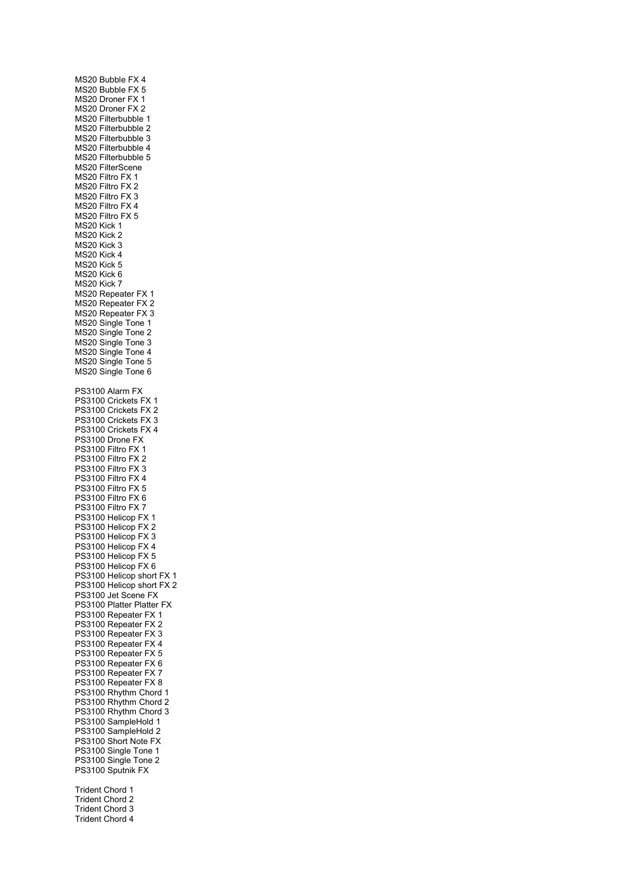MS20 Bubble FX 4
MS20 Bubble FX 5
MS20 Droner FX 1
MS20 Droner FX 2
MS20 Filterbubble 1
MS20 Filterbubble 2
MS20 Filterbubble 3
MS20 Filterbubble 4
MS20 Filterbubble 5
MS20 FilterScene
MS20 Filtro FX 1
MS20 Filtro FX 2
MS20 Filtro FX 3
MS20 Filtro FX 4
MS20 Filtro FX 5
MS20 Kick 1
MS20 Kick 2
MS20 Kick 3
MS20 Kick 4
MS20 Kick 5
MS20 Kick 6
MS20 Kick 7
MS20 Repeater FX 1
MS20 Repeater FX 2
MS20 Repeater FX 3
MS20 Single Tone 1
MS20 Single Tone 2
MS20 Single Tone 3
MS20 Single Tone 4
MS20 Single Tone 5
MS20 Single Tone 6

PS3100 Alarm FX
PS3100 Crickets FX 1
PS3100 Crickets FX 2
PS3100 Crickets FX 3
PS3100 Crickets FX 4
PS3100 Drone FX
PS3100 Filtro FX 1
PS3100 Filtro FX 2
PS3100 Filtro FX 3
PS3100 Filtro FX 4
PS3100 Filtro FX 5
PS3100 Filtro FX 6
PS3100 Filtro FX 7
PS3100 Helicop FX 1
PS3100 Helicop FX 2
PS3100 Helicop FX 3
PS3100 Helicop FX 4
PS3100 Helicop FX 5
PS3100 Helicop FX 6
PS3100 Helicop short FX 1
PS3100 Helicop short FX 2
PS3100 Jet Scene FX
PS3100 Platter Platter FX
PS3100 Repeater FX 1
PS3100 Repeater FX 2
PS3100 Repeater FX 3
PS3100 Repeater FX 4
PS3100 Repeater FX 5
PS3100 Repeater FX 6
PS3100 Repeater FX 7
PS3100 Repeater FX 8
PS3100 Rhythm Chord 1
PS3100 Rhythm Chord 2
PS3100 Rhythm Chord 3
PS3100 SampleHold 1
PS3100 SampleHold 2
PS3100 Short Note FX
PS3100 Single Tone 1
PS3100 Single Tone 2
PS3100 Sputnik FX

Trident Chord 1
Trident Chord 2
Trident Chord 3
Trident Chord 4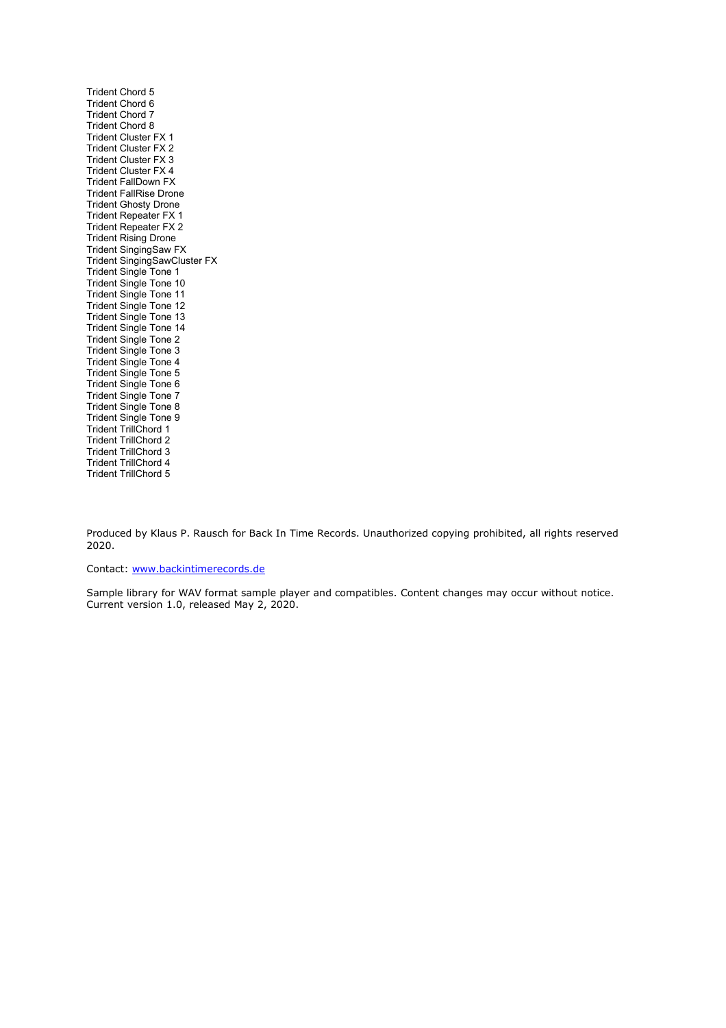Trident Chord 5
Trident Chord 6
Trident Chord 7
Trident Chord 8
Trident Cluster FX 1
Trident Cluster FX 2
Trident Cluster FX 3
Trident Cluster FX 4
Trident FallDown FX
Trident FallRise Drone
Trident Ghosty Drone
Trident Repeater FX 1
Trident Repeater FX 2
Trident Rising Drone
Trident SingingSaw FX
Trident SingingSawCluster FX
Trident Single Tone 1
Trident Single Tone 10
Trident Single Tone 11
Trident Single Tone 12
Trident Single Tone 13
Trident Single Tone 14
Trident Single Tone 2
Trident Single Tone 3
Trident Single Tone 4
Trident Single Tone 5
Trident Single Tone 6
Trident Single Tone 7
Trident Single Tone 8
Trident Single Tone 9
Trident TrillChord 1
Trident TrillChord 2
Trident TrillChord 3
Trident TrillChord 4
Trident TrillChord 5

Produced by Klaus P. Rausch for Back In Time Records. Unauthorized copying prohibited, all rights reserved 2020.

Contact: [www.backintimerecords.de](http://www.backintimerecords.de)

Sample library for WAV format sample player and compatibles. Content changes may occur without notice. Current version 1.0, released May 2, 2020.